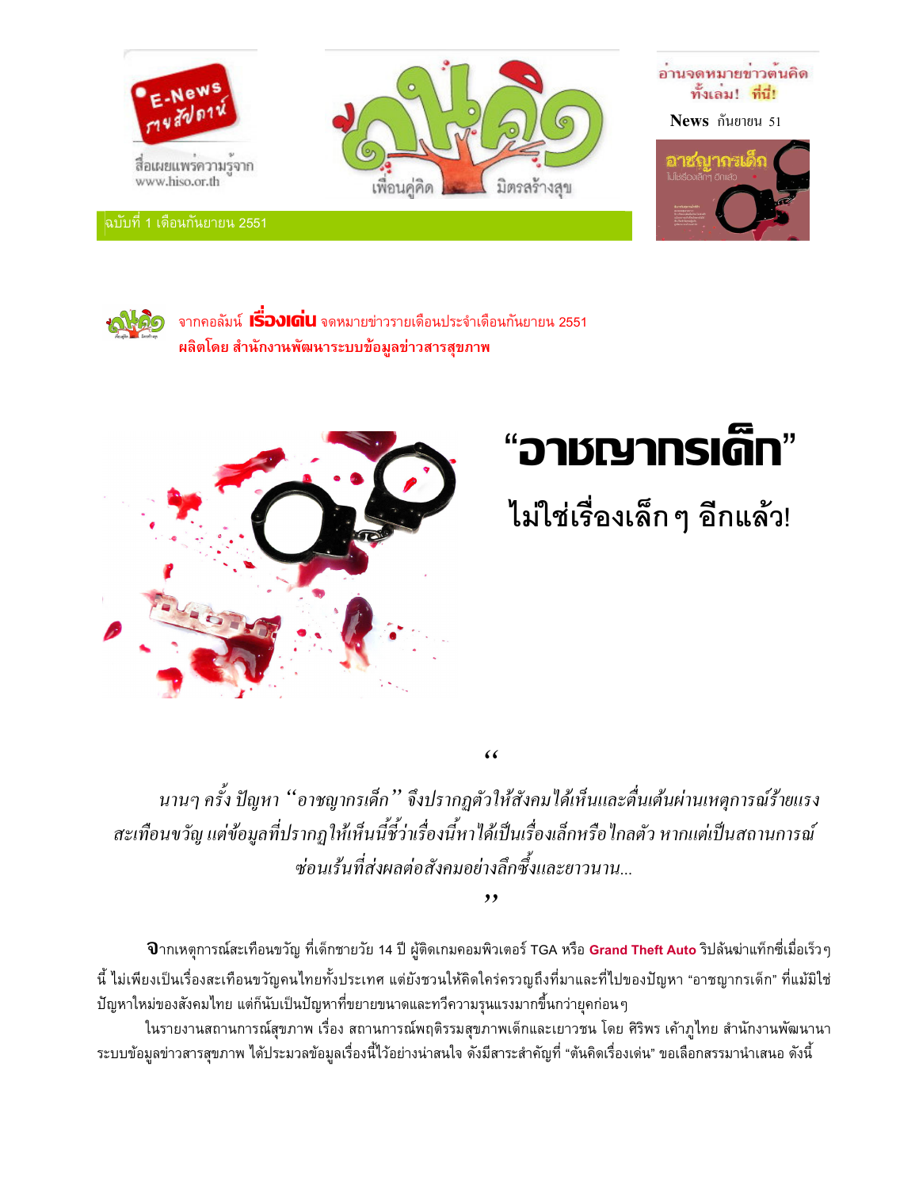E-News รายสัปดาห์

สื่อเผยแพร่ความรู้จาก www.hiso.or.th

ต้นคิด เพื่อนคู่คิด มิตรสร้างสุข

อ่านจดหมายข่าวต้นคิด ทั้งเล่ม! ที่นี่!

News กันยายน 51

ฉบับที่ 1 เดือนกันยายน 2551

จากคอลัมน์ **เรื่องเด่น** จดหมายข่าวรายเดือนประจำเดือนกันยายน 2551

**ผลิตโดย สำนักงานพัฒนาระบบข้อมูลข่าวสารสุขภาพ**

# "อาชญากรเด็ก"

## ไม่ใช่เรื่องเล็ก ๆ อีกแล้ว!

"

*นานๆ ครั้ง ปัญหา "อาชญากรเด็ก" จึงปรากฏตัวให้สังคมได้เห็นและตื่นเต้นผ่านเหตุการณ์ร้ายแรงสะเทือนขวัญ แต่ข้อมูลที่ปรากฏให้เห็นนี้ชี้ว่าเรื่องนี้หาได้เป็นเรื่องเล็กหรือไกลตัว หากแต่เป็นสถานการณ์ซ่อนเร้นที่ส่งผลต่อสังคมอย่างลึกซึ้งและยาวนาน...*

"

**จ**ากเหตุการณ์สะเทือนขวัญ ที่เด็กชายวัย 14 ปี ผู้ติดเกมคอมพิวเตอร์ TGA หรือ **Grand Theft Auto** ริปล้นฆ่าแท็กซี่เมื่อเร็วๆ นี้ ไม่เพียงเป็นเรื่องสะเทือนขวัญคนไทยทั้งประเทศ แต่ยังชวนให้คิดใคร่ครวญถึงที่มาและที่ไปของปัญหา "อาชญากรเด็ก" ที่แม้มิใช่ปัญหาใหม่ของสังคมไทย แต่ก็นับเป็นปัญหาที่ขยายขนาดและทวีความรุนแรงมากขึ้นกว่ายุคก่อนๆ

ในรายงานสถานการณ์สุขภาพ เรื่อง สถานการณ์พฤติกรรมสุขภาพเด็กและเยาวชน โดย ศิริพร เค้าภูไทย สำนักงานพัฒนานาระบบข้อมูลข่าวสารสุขภาพ ได้ประมวลข้อมูลเรื่องนี้ไว้อย่างน่าสนใจ ดังมีสาระสำคัญที่ "ต้นคิดเรื่องเด่น" ขอเลือกสรรมานำเสนอ ดังนี้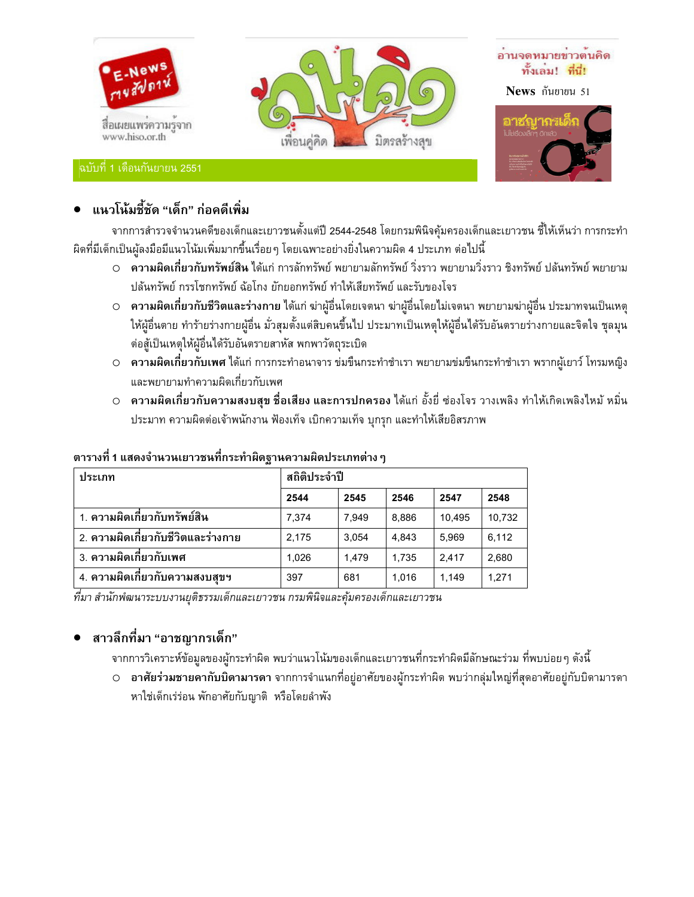E-News รายสัปดาห์

สื่อเผยแพร่ความรู้จาก www.hiso.or.th

ต้นคิด เพื่อนคู่คิด มิตรสร้างสุข

ฉบับที่ 1 เดือนกันยายน 2551

อ่านจดหมายข่าวต้นคิดทั้งเล่ม! ที่นี่!

News กันยายน 51

อาชญากรเด็ก ไม่ใช่เรื่องเล็กๆ อีกแล้ว

- **แนวโน้มชี้ชัด "เด็ก" ก่อคดีเพิ่ม**

จากการสำรวจจำนวนคดีของเด็กและเยาวชนตั้งแต่ปี 2544-2548 โดยกรมพินิจคุ้มครองเด็กและเยาวชน ชี้ให้เห็นว่า การกระทำผิดที่มีเด็กเป็นผู้ลงมือมีแนวโน้มเพิ่มมากขึ้นเรื่อยๆ โดยเฉพาะอย่างยิ่งในความผิด 4 ประเภท ต่อไปนี้

- **ความผิดเกี่ยวกับทรัพย์สิน** ได้แก่ การลักทรัพย์ พยายามลักทรัพย์ วิ่งราว พยายามวิ่งราว ชิงทรัพย์ ปล้นทรัพย์ พยายามปล้นทรัพย์ กรรโชกทรัพย์ ฉ้อโกง ยักยอกทรัพย์ ทำให้เสียทรัพย์ และรับของโจร
- **ความผิดเกี่ยวกับชีวิตและร่างกาย** ได้แก่ ฆ่าผู้อื่นโดยเจตนา ฆ่าผู้อื่นโดยไม่เจตนา พยายามฆ่าผู้อื่น ประมาทจนเป็นเหตุให้ผู้อื่นตาย ทำร้ายร่างกายผู้อื่น มั่วสุมตั้งแต่สิบคนขึ้นไป ประมาทเป็นเหตุให้ผู้อื่นได้รับอันตรายร่างกายและจิตใจ ชุลมุนต่อสู้เป็นเหตุให้ผู้อื่นได้รับอันตรายสาหัส พกพาวัตถุระเบิด
- **ความผิดเกี่ยวกับเพศ** ได้แก่ การกระทำอนาจาร ข่มขืนกระทำชำเรา พยายามข่มขืนกระทำชำเรา พรากผู้เยาว์ โทรมหญิง และพยายามทำความผิดเกี่ยวกับเพศ
- **ความผิดเกี่ยวกับความสงบสุข ชื่อเสียง และการปกครอง** ได้แก่ อั้งยี่ ซ่องโจร วางเพลิง ทำให้เกิดเพลิงไหม้ หมิ่นประมาท ความผิดต่อเจ้าพนักงาน ฟ้องเท็จ เบิกความเท็จ บุกรุก และทำให้เสียอิสรภาพ

**ตารางที่ 1 แสดงจำนวนเยาวชนที่กระทำผิดฐานความผิดประเภทต่างๆ**

| ประเภท | สถิติประจำปี | | | | |
|---|---|---|---|---|---|
| | **2544** | **2545** | **2546** | **2547** | **2548** |
| 1. **ความผิดเกี่ยวกับทรัพย์สิน** | 7,374 | 7,949 | 8,886 | 10,495 | 10,732 |
| 2. **ความผิดเกี่ยวกับชีวิตและร่างกาย** | 2,175 | 3,054 | 4,843 | 5,969 | 6,112 |
| 3. **ความผิดเกี่ยวกับเพศ** | 1,026 | 1,479 | 1,735 | 2,417 | 2,680 |
| 4. **ความผิดเกี่ยวกับความสงบสุขฯ** | 397 | 681 | 1,016 | 1,149 | 1,271 |

*ที่มา สำนักพัฒนาระบบงานยุติธรรมเด็กและเยาวชน กรมพินิจและคุ้มครองเด็กและเยาวชน*

- **สาวลึกที่มา "อาชญากรเด็ก"**

จากการวิเคราะห์ข้อมูลของผู้กระทำผิด พบว่าแนวโน้มของเด็กและเยาวชนที่กระทำผิดมีลักษณะร่วม ที่พบบ่อยๆ ดังนี้

- **อาศัยร่วมชายคากับบิดามารดา** จากการจำแนกที่อยู่อาศัยของผู้กระทำผิด พบว่ากลุ่มใหญ่ที่สุดอาศัยอยู่กับบิดามารดา หาใช่เด็กเร่ร่อน พักอาศัยกับญาติ หรือโดยลำพัง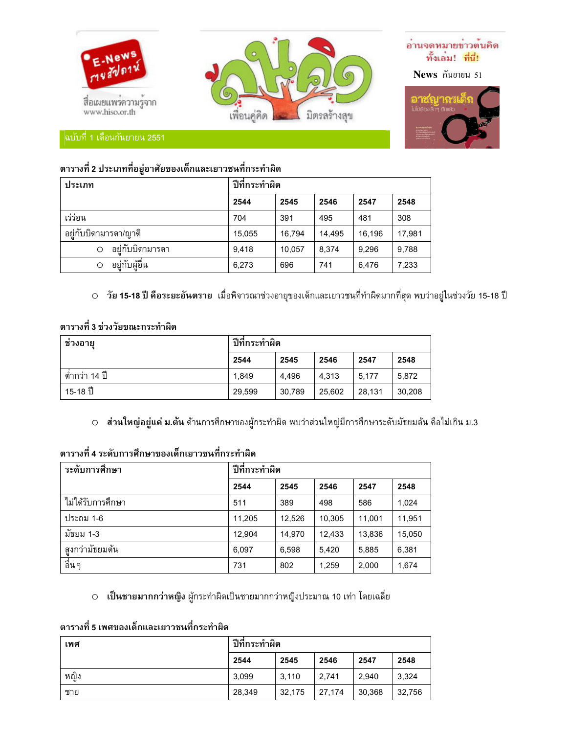E-News รายสัปดาห์ สื่อเผยแพร่ความรู้จาก www.hiso.or.th

ต้นคิด เพื่อนคู่คิด มิตรสร้างสุข

อ่านจดหมายข่าวต้นคิด ทั้งเล่ม! ที่นี่!

News กันยายน 51

ฉบับที่ 1 เดือนกันยายน 2551

**ตารางที่ 2 ประเภทที่อยู่อาศัยของเด็กและเยาวชนที่กระทำผิด**

| ประเภท | ปีที่กระทำผิด | | | | |
|---|---|---|---|---|---|
| | **2544** | **2545** | **2546** | **2547** | **2548** |
| เร่ร่อน | 704 | 391 | 495 | 481 | 308 |
| อยู่กับบิดามารดา/ญาติ | 15,055 | 16,794 | 14,495 | 16,196 | 17,981 |
| ○ อยู่กับบิดามารดา | 9,418 | 10,057 | 8,374 | 9,296 | 9,788 |
| ○ อยู่กับผู้อื่น | 6,273 | 696 | 741 | 6,476 | 7,233 |

- **วัย 15-18 ปี คือระยะอันตราย** เมื่อพิจารณาช่วงอายุของเด็กและเยาวชนที่ทำผิดมากที่สุด พบว่าอยู่ในช่วงวัย 15-18 ปี

**ตารางที่ 3 ช่วงวัยขณะกระทำผิด**

| ช่วงอายุ | ปีที่กระทำผิด | | | | |
|---|---|---|---|---|---|
| | **2544** | **2545** | **2546** | **2547** | **2548** |
| ต่ำกว่า 14 ปี | 1,849 | 4,496 | 4,313 | 5,177 | 5,872 |
| 15-18 ปี | 29,599 | 30,789 | 25,602 | 28,131 | 30,208 |

- **ส่วนใหญ่อยู่แค่ ม.ต้น** ด้านการศึกษาของผู้กระทำผิด พบว่าส่วนใหญ่มีการศึกษาระดับมัธยมต้น คือไม่เกิน ม.3

**ตารางที่ 4 ระดับการศึกษาของเด็กเยาวชนที่กระทำผิด**

| ระดับการศึกษา | ปีที่กระทำผิด | | | | |
|---|---|---|---|---|---|
| | **2544** | **2545** | **2546** | **2547** | **2548** |
| ไม่ได้รับการศึกษา | 511 | 389 | 498 | 586 | 1,024 |
| ประถม 1-6 | 11,205 | 12,526 | 10,305 | 11,001 | 11,951 |
| มัธยม 1-3 | 12,904 | 14,970 | 12,433 | 13,836 | 15,050 |
| สูงกว่ามัธยมต้น | 6,097 | 6,598 | 5,420 | 5,885 | 6,381 |
| อื่นๆ | 731 | 802 | 1,259 | 2,000 | 1,674 |

- **เป็นชายมากกว่าหญิง** ผู้กระทำผิดเป็นชายมากกว่าหญิงประมาณ 10 เท่า โดยเฉลี่ย

**ตารางที่ 5 เพศของเด็กและเยาวชนที่กระทำผิด**

| เพศ | ปีที่กระทำผิด | | | | |
|---|---|---|---|---|---|
| | **2544** | **2545** | **2546** | **2547** | **2548** |
| หญิง | 3,099 | 3,110 | 2,741 | 2,940 | 3,324 |
| ชาย | 28,349 | 32,175 | 27,174 | 30,368 | 32,756 |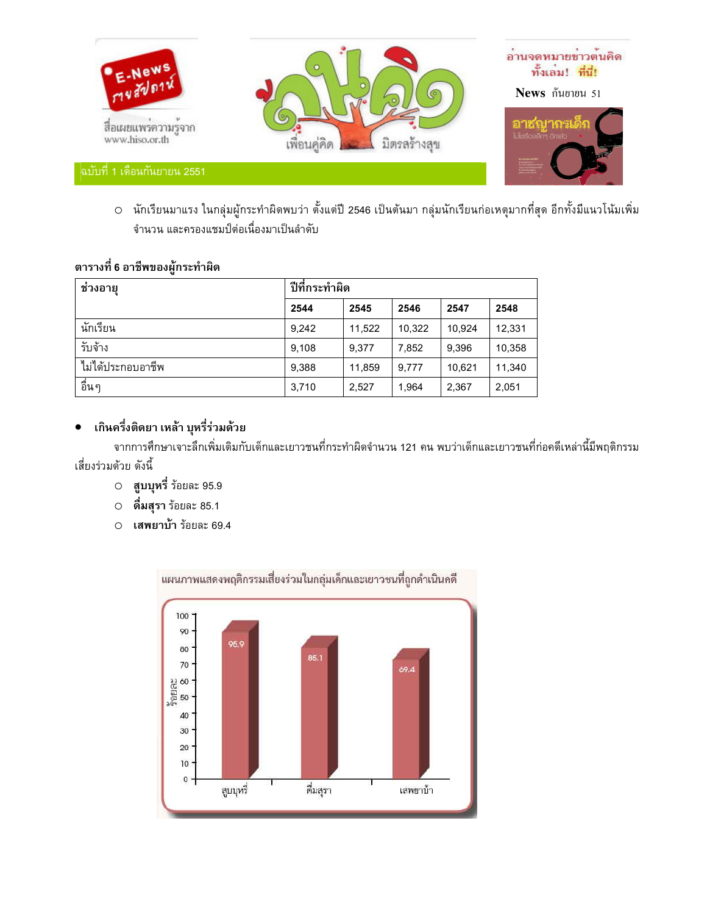- นักเรียนมาแรง ในกลุ่มผู้กระทำผิดพบว่า ตั้งแต่ปี 2546 เป็นต้นมา กลุ่มนักเรียนก่อเหตุมากที่สุด อีกทั้งมีแนวโน้มเพิ่มจำนวน และครองแชมป์ต่อเนื่องมาเป็นลำดับ

**ตารางที่ 6 อาชีพของผู้กระทำผิด**

| ช่วงอายุ | ปีที่กระทำผิด | | | | |
|---|---|---|---|---|---|
| | 2544 | 2545 | 2546 | 2547 | 2548 |
| นักเรียน | 9,242 | 11,522 | 10,322 | 10,924 | 12,331 |
| รับจ้าง | 9,108 | 9,377 | 7,852 | 9,396 | 10,358 |
| ไม่ได้ประกอบอาชีพ | 9,388 | 11,859 | 9,777 | 10,621 | 11,340 |
| อื่นๆ | 3,710 | 2,527 | 1,964 | 2,367 | 2,051 |

- **เกินครึ่งติดยา เหล้า บุหรี่ร่วมด้วย**

จากการศึกษาเจาะลึกเพิ่มเติมกับเด็กและเยาวชนที่กระทำผิดจำนวน 121 คน พบว่าเด็กและเยาวชนที่ก่อคดีเหล่านี้มีพฤติกรรมเสี่ยงร่วมด้วย ดังนี้

- **สูบบุหรี่** ร้อยละ 95.9
- **ดื่มสุรา** ร้อยละ 85.1
- **เสพยาบ้า** ร้อยละ 69.4

แผนภาพแสดงพฤติกรรมเสี่ยงร่วมในกลุ่มเด็กและเยาวชนที่ถูกดำเนินคดี

| พฤติกรรม | ร้อยละ |
|---|---|
| สูบบุหรี่ | 95.9 |
| ดื่มสุรา | 85.1 |
| เสพยาบ้า | 69.4 |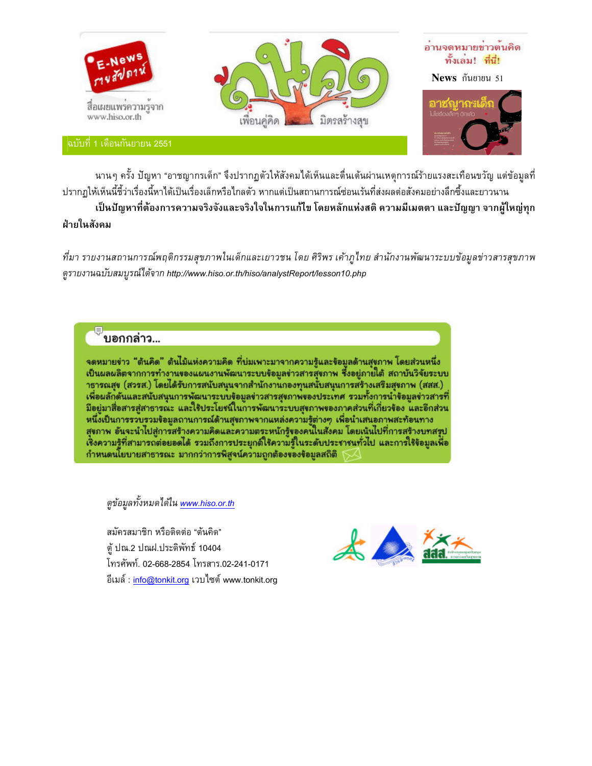E-News รายสัปดาห์

สื่อเผยแพร่ความรู้จาก www.hiso.or.th

ต้นคิด

เพื่อนคู่คิด มิตรสร้างสุข

อ่านจดหมายข่าวต้นคิดทั้งเล่ม! ที่นี่!

**News** กันยายน 51

ฉบับที่ 1 เดือนกันยายน 2551

นานๆ ครั้ง ปัญหา "อาชญากรเด็ก" จึงปรากฏตัวให้สังคมได้เห็นและตื่นเต้นผ่านเหตุการณ์ร้ายแรงสะเทือนขวัญ แต่ข้อมูลที่ปรากฏให้เห็นนี้ชี้ว่าเรื่องนี้หาได้เป็นเรื่องเล็กหรือไกลตัว หากแต่เป็นสถานการณ์ซ่อนเร้นที่ส่งผลต่อสังคมอย่างลึกซึ้งและยาวนาน

**เป็นปัญหาที่ต้องการความจริงจังและจริงใจในการแก้ไข โดยหลักแห่งสติ ความมีเมตตา และปัญญา จากผู้ใหญ่ทุกฝ่ายในสังคม**

*ที่มา รายงานสถานการณ์พฤติกรรมสุขภาพในเด็กและเยาวชน โดย ศิริพร เค้าภูไทย สำนักงานพัฒนาระบบข้อมูลข่าวสารสุขภาพ ดูรายงานฉบับสมบูรณ์ได้จาก http://www.hiso.or.th/hiso/analystReport/lesson10.php*

**บอกกล่าว...**

จดหมายข่าว "ต้นคิด" ต้นไม้แห่งความคิด ที่บ่มเพาะมาจากความรู้และข้อมูลด้านสุขภาพ โดยส่วนหนึ่งเป็นผลผลิตจากการทำงานของแผนงานพัฒนาระบบข้อมูลข่าวสารสุขภาพ ซึ่งอยู่ภายใต้ สถาบันวิจัยระบบสาธารณสุข (สวรส.) โดยได้รับการสนับสนุนจากสำนักงานกองทุนสนับสนุนการสร้างเสริมสุขภาพ (สสส.) เพื่อผลักดันและสนับสนุนการพัฒนาระบบข้อมูลข่าวสารสุขภาพของประเทศ รวมทั้งการนำข้อมูลข่าวสารที่มีอยู่มาสื่อสารสู่สาธารณะ และใช้ประโยชน์ในการพัฒนาระบบสุขภาพของภาคส่วนที่เกี่ยวข้อง และอีกส่วนหนึ่งเป็นการรวบรวมข้อมูลสถานการณ์ด้านสุขภาพจากแหล่งความรู้ต่างๆ เพื่อนำเสนอภาพสะท้อนทางสุขภาพ อันจะนำไปสู่การสร้างความคิดและความตระหนักรู้ของคนในสังคม โดยเน้นไปที่การสร้างบทสรุปเชิงความรู้ที่สามารถต่อยอดได้ รวมถึงการประยุกต์ใช้ความรู้ในระดับประชาชนทั่วไป และการใช้ข้อมูลเพื่อกำหนดนโยบายสาธารณะ มากกว่าการพิสูจน์ความถูกต้องของข้อมูลสถิติ

*ดูข้อมูลทั้งหมดได้ใน www.hiso.or.th*

สมัครสมาชิก หรือติดต่อ "ต้นคิด"
ตู้ ปณ.2 ปณฝ.ประดิพัทธ์ 10404
โทรศัพท์. 02-668-2854 โทรสาร.02-241-0171
อีเมล์ : info@tonkit.org เวบไซต์ www.tonkit.org